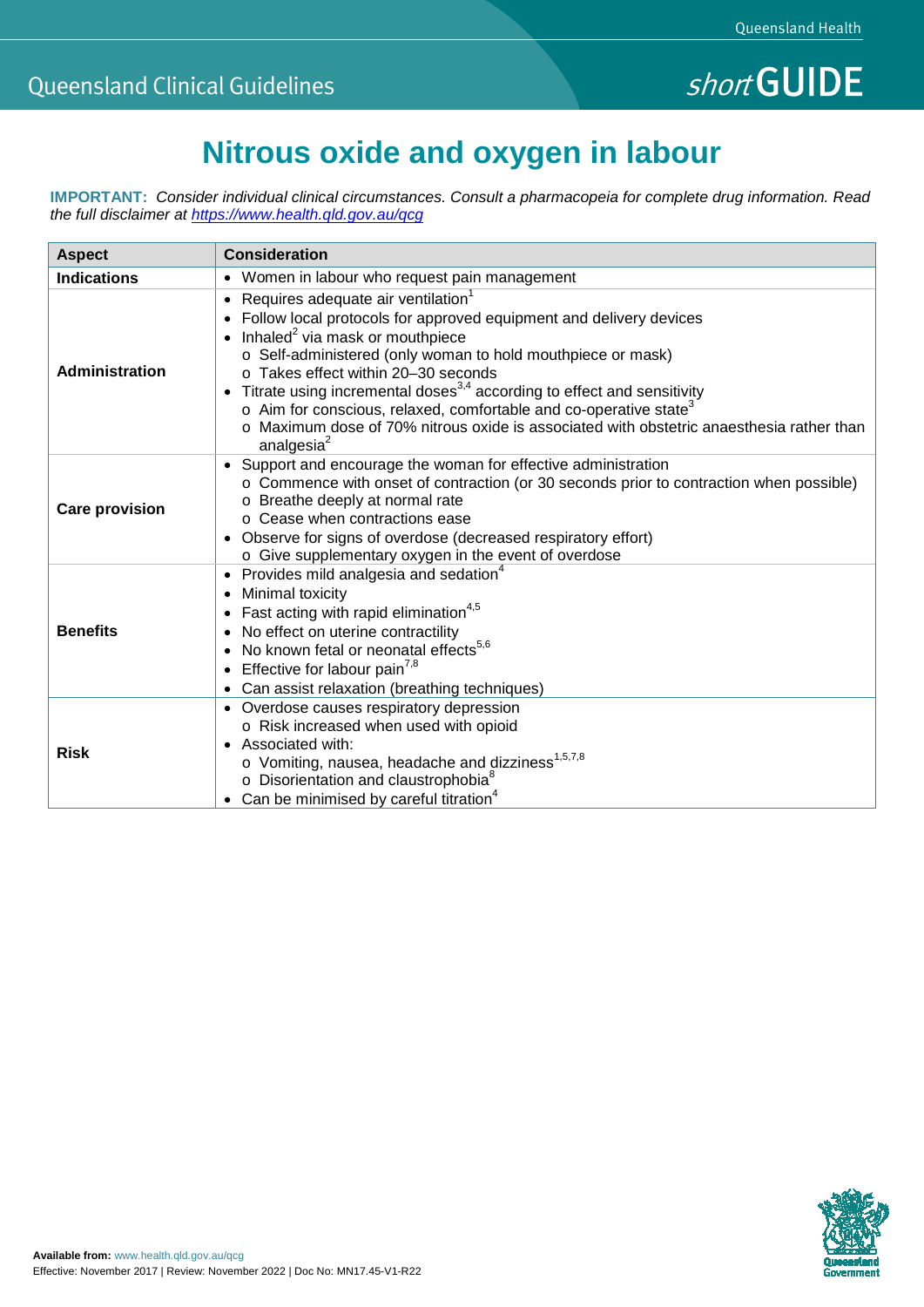Queensland Clinical Guidelines

*short* GUIDE

# Nitrous oxide and oxygen in labour

**IMPORTANT:** *Consider individual clinical circumstances. Consult a pharmacopeia for complete drug information. Read the full disclaimer at https://www.health.qld.gov.au/qcg*

| Aspect | Consideration |
|---|---|
| **Indications** | • Women in labour who request pain management |
| **Administration** | • Requires adequate air ventilation[1]<br>• Follow local protocols for approved equipment and delivery devices<br>• Inhaled[2] via mask or mouthpiece<br>  o Self-administered (only woman to hold mouthpiece or mask)<br>  o Takes effect within 20–30 seconds<br>• Titrate using incremental doses[3,4] according to effect and sensitivity<br>  o Aim for conscious, relaxed, comfortable and co-operative state[3]<br>  o Maximum dose of 70% nitrous oxide is associated with obstetric anaesthesia rather than analgesia[2] |
| **Care provision** | • Support and encourage the woman for effective administration<br>  o Commence with onset of contraction (or 30 seconds prior to contraction when possible)<br>  o Breathe deeply at normal rate<br>  o Cease when contractions ease<br>• Observe for signs of overdose (decreased respiratory effort)<br>  o Give supplementary oxygen in the event of overdose |
| **Benefits** | • Provides mild analgesia and sedation[4]<br>• Minimal toxicity<br>• Fast acting with rapid elimination[4,5]<br>• No effect on uterine contractility<br>• No known fetal or neonatal effects[5,6]<br>• Effective for labour pain[7,8]<br>• Can assist relaxation (breathing techniques) |
| **Risk** | • Overdose causes respiratory depression<br>  o Risk increased when used with opioid<br>• Associated with:<br>  o Vomiting, nausea, headache and dizziness[1,5,7,8]<br>  o Disorientation and claustrophobia[8]<br>• Can be minimised by careful titration[4] |

**Available from:** www.health.qld.gov.au/qcg
Effective: November 2017 | Review: November 2022 | Doc No: MN17.45-V1-R22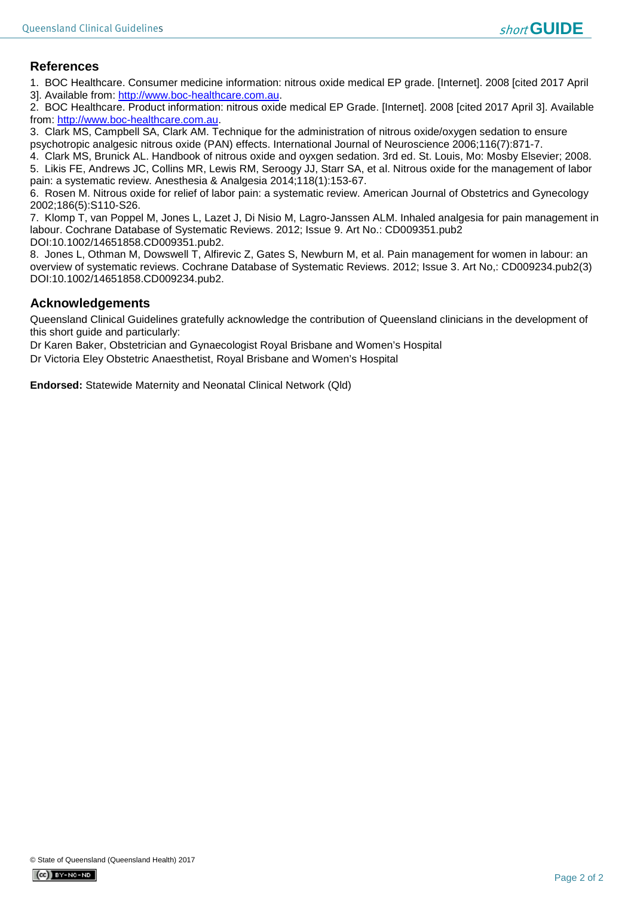## References

1. BOC Healthcare. Consumer medicine information: nitrous oxide medical EP grade. [Internet]. 2008 [cited 2017 April 3]. Available from: http://www.boc-healthcare.com.au.
2. BOC Healthcare. Product information: nitrous oxide medical EP Grade. [Internet]. 2008 [cited 2017 April 3]. Available from: http://www.boc-healthcare.com.au.
3. Clark MS, Campbell SA, Clark AM. Technique for the administration of nitrous oxide/oxygen sedation to ensure psychotropic analgesic nitrous oxide (PAN) effects. International Journal of Neuroscience 2006;116(7):871-7.
4. Clark MS, Brunick AL. Handbook of nitrous oxide and oyxgen sedation. 3rd ed. St. Louis, Mo: Mosby Elsevier; 2008.
5. Likis FE, Andrews JC, Collins MR, Lewis RM, Seroogy JJ, Starr SA, et al. Nitrous oxide for the management of labor pain: a systematic review. Anesthesia & Analgesia 2014;118(1):153-67.
6. Rosen M. Nitrous oxide for relief of labor pain: a systematic review. American Journal of Obstetrics and Gynecology 2002;186(5):S110-S26.
7. Klomp T, van Poppel M, Jones L, Lazet J, Di Nisio M, Lagro-Janssen ALM. Inhaled analgesia for pain management in labour. Cochrane Database of Systematic Reviews. 2012; Issue 9. Art No.: CD009351.pub2 DOI:10.1002/14651858.CD009351.pub2.
8. Jones L, Othman M, Dowswell T, Alfirevic Z, Gates S, Newburn M, et al. Pain management for women in labour: an overview of systematic reviews. Cochrane Database of Systematic Reviews. 2012; Issue 3. Art No,: CD009234.pub2(3) DOI:10.1002/14651858.CD009234.pub2.

## Acknowledgements

Queensland Clinical Guidelines gratefully acknowledge the contribution of Queensland clinicians in the development of this short guide and particularly:

Dr Karen Baker, Obstetrician and Gynaecologist Royal Brisbane and Women's Hospital

Dr Victoria Eley Obstetric Anaesthetist, Royal Brisbane and Women's Hospital

**Endorsed:** Statewide Maternity and Neonatal Clinical Network (Qld)

© State of Queensland (Queensland Health) 2017